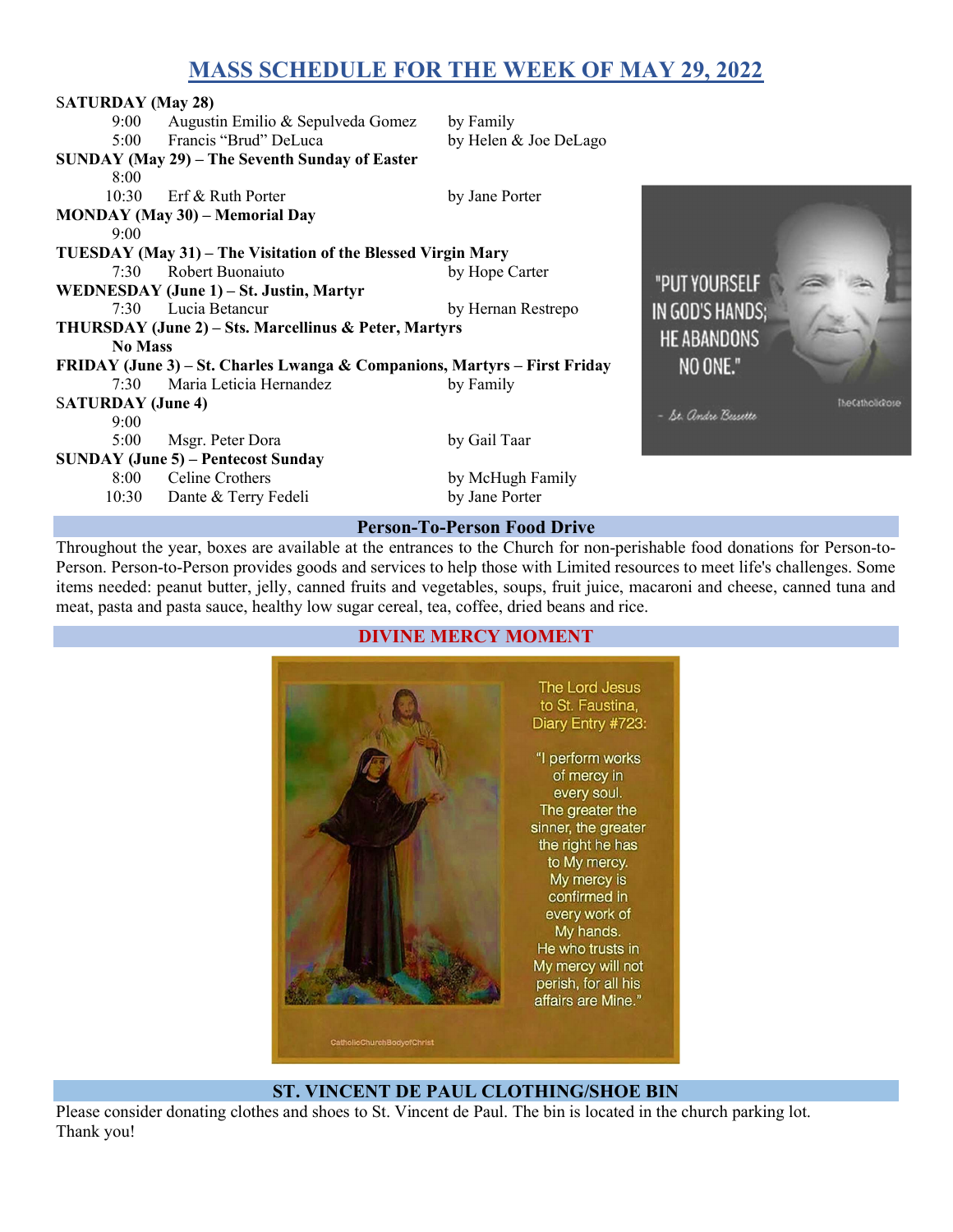# MASS SCHEDULE FOR THE WEEK OF MAY 29, 2022

**SATURDAY (May 28)**

| | | |
|---|---|---|
| 9:00 | Augustin Emilio & Sepulveda Gomez | by Family |
| 5:00 | Francis "Brud" DeLuca | by Helen & Joe DeLago |

**SUNDAY (May 29) – The Seventh Sunday of Easter**

| | | |
|---|---|---|
| 8:00 | | |
| 10:30 | Erf & Ruth Porter | by Jane Porter |

**MONDAY (May 30) – Memorial Day**

| | | |
|---|---|---|
| 9:00 | | |

**TUESDAY (May 31) – The Visitation of the Blessed Virgin Mary**

| | | |
|---|---|---|
| 7:30 | Robert Buonaiuto | by Hope Carter |

**WEDNESDAY (June 1) – St. Justin, Martyr**

| | | |
|---|---|---|
| 7:30 | Lucia Betancur | by Hernan Restrepo |

**THURSDAY (June 2) – Sts. Marcellinus & Peter, Martyrs**

**No Mass**

**FRIDAY (June 3) – St. Charles Lwanga & Companions, Martyrs – First Friday**

| | | |
|---|---|---|
| 7:30 | Maria Leticia Hernandez | by Family |

**SATURDAY (June 4)**

| | | |
|---|---|---|
| 9:00 | | |
| 5:00 | Msgr. Peter Dora | by Gail Taar |

**SUNDAY (June 5) – Pentecost Sunday**

| | | |
|---|---|---|
| 8:00 | Celine Crothers | by McHugh Family |
| 10:30 | Dante & Terry Fedeli | by Jane Porter |

"PUT YOURSELF IN GOD'S HANDS; HE ABANDONS NO ONE."

– St. Andre Bessette

## Person-To-Person Food Drive

Throughout the year, boxes are available at the entrances to the Church for non-perishable food donations for Person-to-Person. Person-to-Person provides goods and services to help those with Limited resources to meet life's challenges. Some items needed: peanut butter, jelly, canned fruits and vegetables, soups, fruit juice, macaroni and cheese, canned tuna and meat, pasta and pasta sauce, healthy low sugar cereal, tea, coffee, dried beans and rice.

## DIVINE MERCY MOMENT

The Lord Jesus to St. Faustina, Diary Entry #723:

"I perform works of mercy in every soul. The greater the sinner, the greater the right he has to My mercy. My mercy is confirmed in every work of My hands. He who trusts in My mercy will not perish, for all his affairs are Mine."

## ST. VINCENT DE PAUL CLOTHING/SHOE BIN

Please consider donating clothes and shoes to St. Vincent de Paul. The bin is located in the church parking lot. Thank you!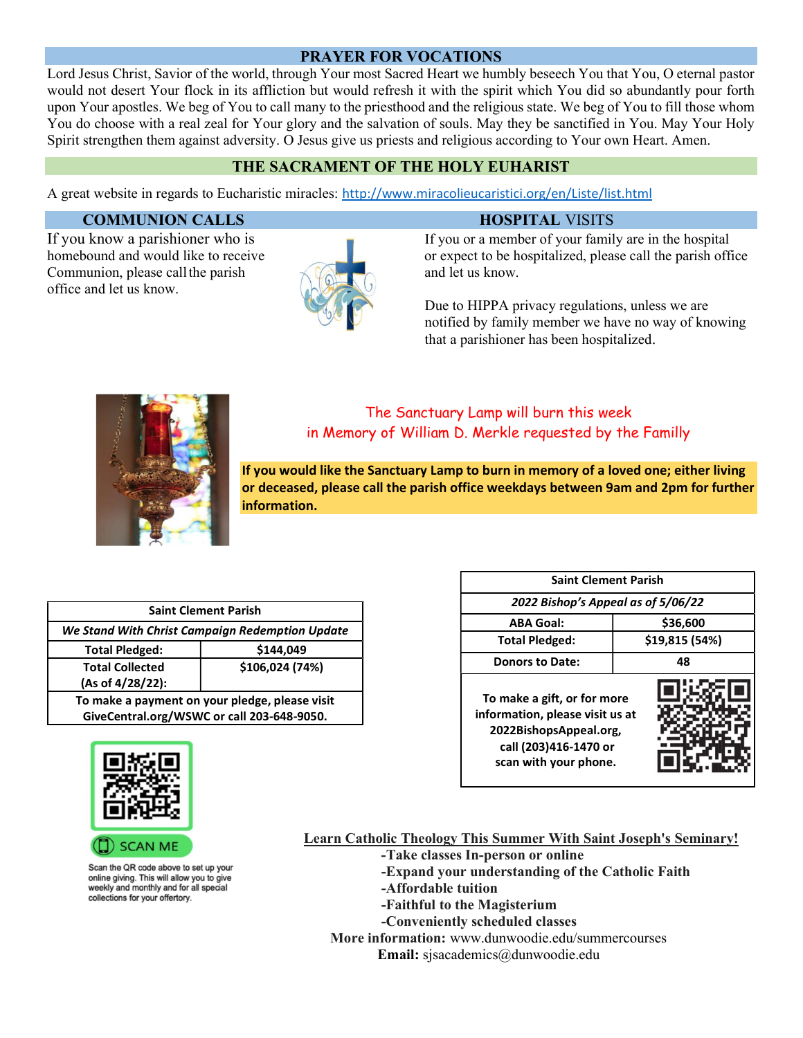## PRAYER FOR VOCATIONS

Lord Jesus Christ, Savior of the world, through Your most Sacred Heart we humbly beseech You that You, O eternal pastor would not desert Your flock in its affliction but would refresh it with the spirit which You did so abundantly pour forth upon Your apostles. We beg of You to call many to the priesthood and the religious state. We beg of You to fill those whom You do choose with a real zeal for Your glory and the salvation of souls. May they be sanctified in You. May Your Holy Spirit strengthen them against adversity. O Jesus give us priests and religious according to Your own Heart. Amen.

## THE SACRAMENT OF THE HOLY EUHARIST

A great website in regards to Eucharistic miracles: http://www.miracolieucaristici.org/en/Liste/list.html

## COMMUNION CALLS

If you know a parishioner who is homebound and would like to receive Communion, please call the parish office and let us know.

## HOSPITAL VISITS

If you or a member of your family are in the hospital or expect to be hospitalized, please call the parish office and let us know.

Due to HIPPA privacy regulations, unless we are notified by family member we have no way of knowing that a parishioner has been hospitalized.

The Sanctuary Lamp will burn this week
in Memory of William D. Merkle requested by the Familly

**If you would like the Sanctuary Lamp to burn in memory of a loved one; either living or deceased, please call the parish office weekdays between 9am and 2pm for further information.**

| Saint Clement Parish | |
|---|---|
| *We Stand With Christ Campaign Redemption Update* | |
| **Total Pledged:** | **$144,049** |
| **Total Collected (As of 4/28/22):** | **$106,024 (74%)** |
| **To make a payment on your pledge, please visit GiveCentral.org/WSWC or call 203-648-9050.** | |

SCAN ME

Scan the QR code above to set up your online giving. This will allow you to give weekly and monthly and for all special collections for your offertory.

| Saint Clement Parish | |
|---|---|
| *2022 Bishop's Appeal as of 5/06/22* | |
| **ABA Goal:** | **$36,600** |
| **Total Pledged:** | **$19,815 (54%)** |
| **Donors to Date:** | **48** |
| **To make a gift, or for more information, please visit us at 2022BishopsAppeal.org, call (203)416-1470 or scan with your phone.** | |

**Learn Catholic Theology This Summer With Saint Joseph's Seminary!**

**-Take classes In-person or online**
**-Expand your understanding of the Catholic Faith**
**-Affordable tuition**
**-Faithful to the Magisterium**
**-Conveniently scheduled classes**

**More information:** www.dunwoodie.edu/summercourses
**Email:** sjsacademics@dunwoodie.edu